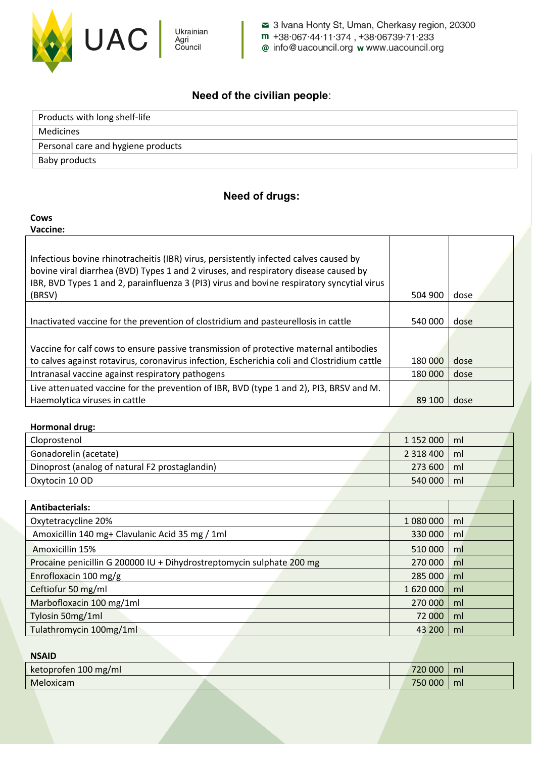UAC | Ukrainian Agri Council

3 Ivana Honty St, Uman, Cherkasy region, 20300
m +38·067·44·11·374 , +38·06739·71·233
@ info@uacouncil.org w www.uacouncil.org

## Need of the civilian people:

| Products with long shelf-life |
|---|
| Medicines |
| Personal care and hygiene products |
| Baby products |

## Need of drugs:

**Cows**

**Vaccine:**

| | | |
|---|---|---|
| Infectious bovine rhinotracheitis (IBR) virus, persistently infected calves caused by bovine viral diarrhea (BVD) Types 1 and 2 viruses, and respiratory disease caused by IBR, BVD Types 1 and 2, parainfluenza 3 (PI3) virus and bovine respiratory syncytial virus (BRSV) | 504 900 | dose |
| Inactivated vaccine for the prevention of clostridium and pasteurellosis in cattle | 540 000 | dose |
| Vaccine for calf cows to ensure passive transmission of protective maternal antibodies to calves against rotavirus, coronavirus infection, Escherichia coli and Clostridium cattle | 180 000 | dose |
| Intranasal vaccine against respiratory pathogens | 180 000 | dose |
| Live attenuated vaccine for the prevention of IBR, BVD (type 1 and 2), PI3, BRSV and M. Haemolytica viruses in cattle | 89 100 | dose |

**Hormonal drug:**

| | | |
|---|---|---|
| Cloprostenol | 1 152 000 | ml |
| Gonadorelin (acetate) | 2 318 400 | ml |
| Dinoprost (analog of natural F2 prostaglandin) | 273 600 | ml |
| Oxytocin 10 OD | 540 000 | ml |

| Antibacterials: | | |
|---|---|---|
| Oxytetracycline 20% | 1 080 000 | ml |
| Amoxicillin 140 mg+ Clavulanic Acid 35 mg / 1ml | 330 000 | ml |
| Amoxicillin 15% | 510 000 | ml |
| Procaine penicillin G 200000 IU + Dihydrostreptomycin sulphate 200 mg | 270 000 | ml |
| Enrofloxacin 100 mg/g | 285 000 | ml |
| Ceftiofur 50 mg/ml | 1 620 000 | ml |
| Marbofloxacin 100 mg/1ml | 270 000 | ml |
| Tylosin 50mg/1ml | 72 000 | ml |
| Tulathromycin 100mg/1ml | 43 200 | ml |

**NSAID**

| | | |
|---|---|---|
| ketoprofen 100 mg/ml | 720 000 | ml |
| Meloxicam | 750 000 | ml |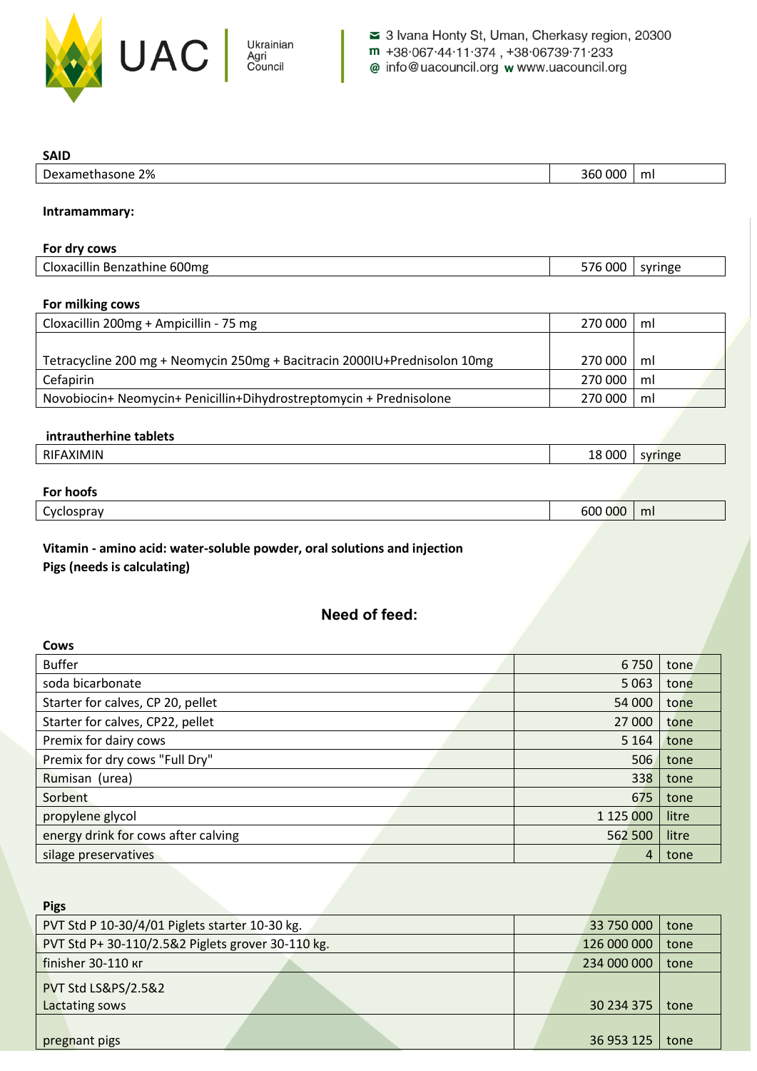**SAID**

| Dexamethasone 2% | 360 000 | ml |
|---|---|---|

**Intramammary:**

**For dry cows**

| Cloxacillin Benzathine 600mg | 576 000 | syringe |
|---|---|---|

**For milking cows**

| Cloxacillin 200mg + Ampicillin - 75 mg | 270 000 | ml |
|---|---|---|
| Tetracycline 200 mg + Neomycin 250mg + Bacitracin 2000IU+Prednisolon 10mg | 270 000 | ml |
| Cefapirin | 270 000 | ml |
| Novobiocin+ Neomycin+ Penicillin+Dihydrostreptomycin + Prednisolone | 270 000 | ml |

**intrautherhine tablets**

| RIFAXIMIN | 18 000 | syringe |
|---|---|---|

**For hoofs**

| Cyclospray | 600 000 | ml |
|---|---|---|

**Vitamin - amino acid: water-soluble powder, oral solutions and injection**
**Pigs (needs is calculating)**

## Need of feed:

**Cows**

| Buffer | 6 750 | tone |
|---|---|---|
| soda bicarbonate | 5 063 | tone |
| Starter for calves, CP 20, pellet | 54 000 | tone |
| Starter for calves, CP22, pellet | 27 000 | tone |
| Premix for dairy cows | 5 164 | tone |
| Premix for dry cows "Full Dry" | 506 | tone |
| Rumisan (urea) | 338 | tone |
| Sorbent | 675 | tone |
| propylene glycol | 1 125 000 | litre |
| energy drink for cows after calving | 562 500 | litre |
| silage preservatives | 4 | tone |

**Pigs**

| PVT Std P 10-30/4/01 Piglets starter 10-30 kg. | 33 750 000 | tone |
|---|---|---|
| PVT Std P+ 30-110/2.5&2 Piglets grover 30-110 kg. | 126 000 000 | tone |
| finisher 30-110 кг | 234 000 000 | tone |
| PVT Std LS&PS/2.5&2 Lactating sows | 30 234 375 | tone |
| pregnant pigs | 36 953 125 | tone |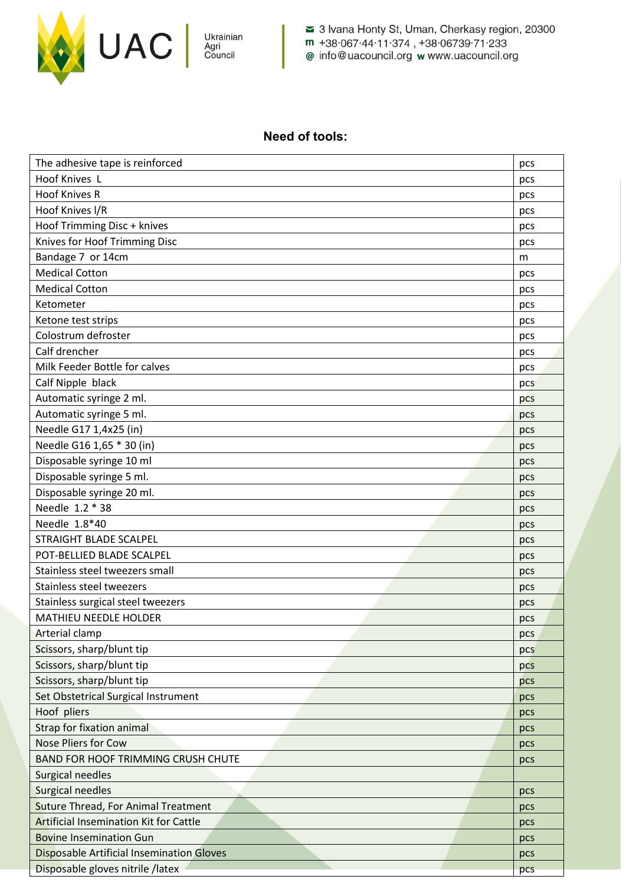**Need of tools:**

| | |
|---|---|
| The adhesive tape is reinforced | pcs |
| Hoof Knives L | pcs |
| Hoof Knives R | pcs |
| Hoof Knives l/R | pcs |
| Hoof Trimming Disc + knives | pcs |
| Knives for Hoof Trimming Disc | pcs |
| Bandage 7 or 14cm | m |
| Medical Cotton | pcs |
| Medical Cotton | pcs |
| Ketometer | pcs |
| Ketone test strips | pcs |
| Colostrum defroster | pcs |
| Calf drencher | pcs |
| Milk Feeder Bottle for calves | pcs |
| Calf Nipple black | pcs |
| Automatic syringe 2 ml. | pcs |
| Automatic syringe 5 ml. | pcs |
| Needle G17 1,4x25 (in) | pcs |
| Needle G16 1,65 * 30 (in) | pcs |
| Disposable syringe 10 ml | pcs |
| Disposable syringe 5 ml. | pcs |
| Disposable syringe 20 ml. | pcs |
| Needle 1.2 * 38 | pcs |
| Needle 1.8*40 | pcs |
| STRAIGHT BLADE SCALPEL | pcs |
| POT-BELLIED BLADE SCALPEL | pcs |
| Stainless steel tweezers small | pcs |
| Stainless steel tweezers | pcs |
| Stainless surgical steel tweezers | pcs |
| MATHIEU NEEDLE HOLDER | pcs |
| Arterial clamp | pcs |
| Scissors, sharp/blunt tip | pcs |
| Scissors, sharp/blunt tip | pcs |
| Scissors, sharp/blunt tip | pcs |
| Set Obstetrical Surgical Instrument | pcs |
| Hoof pliers | pcs |
| Strap for fixation animal | pcs |
| Nose Pliers for Cow | pcs |
| BAND FOR HOOF TRIMMING CRUSH CHUTE | pcs |
| Surgical needles | |
| Surgical needles | pcs |
| Suture Thread, For Animal Treatment | pcs |
| Artificial Insemination Kit for Cattle | pcs |
| Bovine Insemination Gun | pcs |
| Disposable Artificial Insemination Gloves | pcs |
| Disposable gloves nitrile /latex | pcs |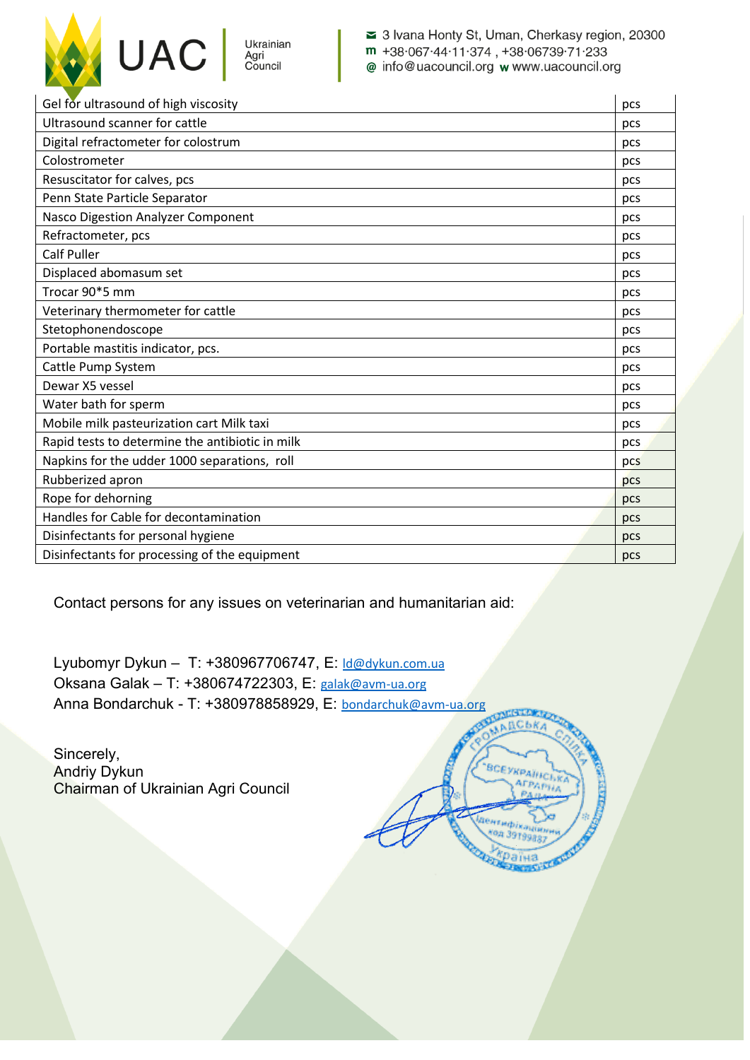| | |
|---|---|
| Gel for ultrasound of high viscosity | pcs |
| Ultrasound scanner for cattle | pcs |
| Digital refractometer for colostrum | pcs |
| Colostrometer | pcs |
| Resuscitator for calves, pcs | pcs |
| Penn State Particle Separator | pcs |
| Nasco Digestion Analyzer Component | pcs |
| Refractometer, pcs | pcs |
| Calf Puller | pcs |
| Displaced abomasum set | pcs |
| Trocar 90*5 mm | pcs |
| Veterinary thermometer for cattle | pcs |
| Stetophonendoscope | pcs |
| Portable mastitis indicator, pcs. | pcs |
| Cattle Pump System | pcs |
| Dewar X5 vessel | pcs |
| Water bath for sperm | pcs |
| Mobile milk pasteurization cart Milk taxi | pcs |
| Rapid tests to determine the antibiotic in milk | pcs |
| Napkins for the udder 1000 separations, roll | pcs |
| Rubberized apron | pcs |
| Rope for dehorning | pcs |
| Handles for Cable for decontamination | pcs |
| Disinfectants for personal hygiene | pcs |
| Disinfectants for processing of the equipment | pcs |

Contact persons for any issues on veterinarian and humanitarian aid:

Lyubomyr Dykun – T: +380967706747, E: ld@dykun.com.ua
Oksana Galak – T: +380674722303, E: galak@avm-ua.org
Anna Bondarchuk - T: +380978858929, E: bondarchuk@avm-ua.org

Sincerely,
Andriy Dykun
Chairman of Ukrainian Agri Council